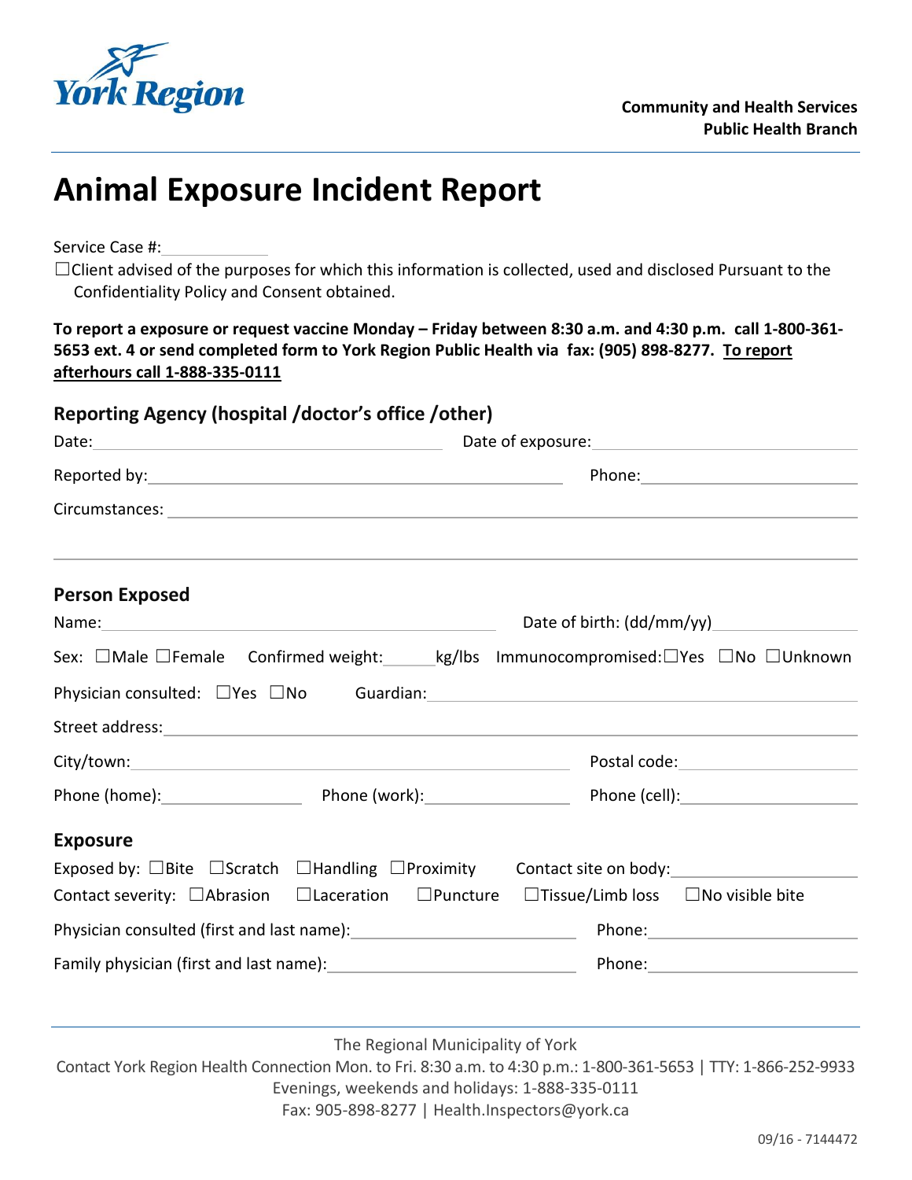York Region

**Community and Health Services**
**Public Health Branch**

# Animal Exposure Incident Report

Service Case #:____________

☐Client advised of the purposes for which this information is collected, used and disclosed Pursuant to the Confidentiality Policy and Consent obtained.

**To report a exposure or request vaccine Monday – Friday between 8:30 a.m. and 4:30 p.m. call 1-800-361-5653 ext. 4 or send completed form to York Region Public Health via fax: (905) 898-8277. <u>To report afterhours call 1-888-335-0111</u>**

## Reporting Agency (hospital /doctor's office /other)

Date:______________________ Date of exposure:______________________

Reported by:______________________ Phone:______________________

Circumstances:______________________

## Person Exposed

Name:______________________ Date of birth: (dd/mm/yy)____________

Sex: ☐Male ☐Female Confirmed weight:______kg/lbs Immunocompromised:☐Yes ☐No ☐Unknown

Physician consulted: ☐Yes ☐No Guardian:______________________

Street address:______________________

City/town:______________________ Postal code:______________________

Phone (home):____________ Phone (work):____________ Phone (cell):____________

## Exposure

Exposed by: ☐Bite ☐Scratch ☐Handling ☐Proximity Contact site on body:____________

Contact severity: ☐Abrasion ☐Laceration ☐Puncture ☐Tissue/Limb loss ☐No visible bite

Physician consulted (first and last name):______________________ Phone:______________________

Family physician (first and last name):______________________ Phone:______________________

The Regional Municipality of York
Contact York Region Health Connection Mon. to Fri. 8:30 a.m. to 4:30 p.m.: 1-800-361-5653 | TTY: 1-866-252-9933
Evenings, weekends and holidays: 1-888-335-0111
Fax: 905-898-8277 | Health.Inspectors@york.ca

09/16 - 7144472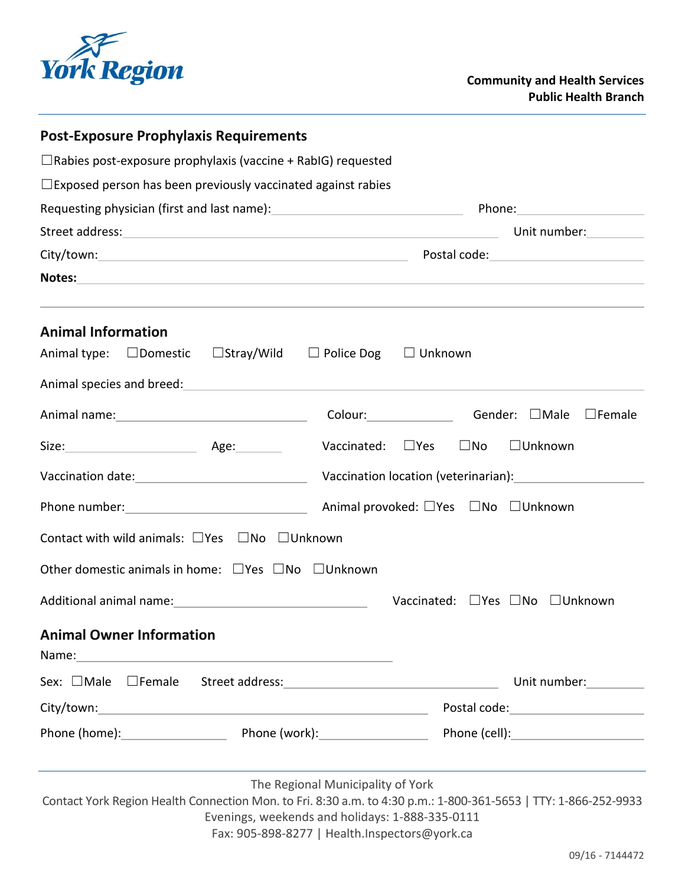Community and Health Services
Public Health Branch

## Post-Exposure Prophylaxis Requirements

☐Rabies post-exposure prophylaxis (vaccine + RabIG) requested

☐Exposed person has been previously vaccinated against rabies

Requesting physician (first and last name): \_\_\_\_\_\_\_\_\_\_ Phone: \_\_\_\_\_\_\_\_\_\_

Street address: \_\_\_\_\_\_\_\_\_\_ Unit number: \_\_\_\_\_\_\_\_\_\_

City/town: \_\_\_\_\_\_\_\_\_\_ Postal code: \_\_\_\_\_\_\_\_\_\_

**Notes:** \_\_\_\_\_\_\_\_\_\_

## Animal Information

Animal type: ☐Domestic ☐Stray/Wild ☐ Police Dog ☐ Unknown

Animal species and breed: \_\_\_\_\_\_\_\_\_\_

Animal name: \_\_\_\_\_\_\_\_\_\_ Colour: \_\_\_\_\_\_\_\_\_\_ Gender: ☐Male ☐Female

Size: \_\_\_\_\_\_\_\_\_\_ Age: \_\_\_\_\_\_\_\_\_\_ Vaccinated: ☐Yes ☐No ☐Unknown

Vaccination date: \_\_\_\_\_\_\_\_\_\_ Vaccination location (veterinarian): \_\_\_\_\_\_\_\_\_\_

Phone number: \_\_\_\_\_\_\_\_\_\_ Animal provoked: ☐Yes ☐No ☐Unknown

Contact with wild animals: ☐Yes ☐No ☐Unknown

Other domestic animals in home: ☐Yes ☐No ☐Unknown

Additional animal name: \_\_\_\_\_\_\_\_\_\_ Vaccinated: ☐Yes ☐No ☐Unknown

## Animal Owner Information

Name: \_\_\_\_\_\_\_\_\_\_

Sex: ☐Male ☐Female Street address: \_\_\_\_\_\_\_\_\_\_ Unit number: \_\_\_\_\_\_\_\_\_\_

City/town: \_\_\_\_\_\_\_\_\_\_ Postal code: \_\_\_\_\_\_\_\_\_\_

Phone (home): \_\_\_\_\_\_\_\_\_\_ Phone (work): \_\_\_\_\_\_\_\_\_\_ Phone (cell): \_\_\_\_\_\_\_\_\_\_

The Regional Municipality of York
Contact York Region Health Connection Mon. to Fri. 8:30 a.m. to 4:30 p.m.: 1-800-361-5653 | TTY: 1-866-252-9933
Evenings, weekends and holidays: 1-888-335-0111
Fax: 905-898-8277 | Health.Inspectors@york.ca

09/16 - 7144472